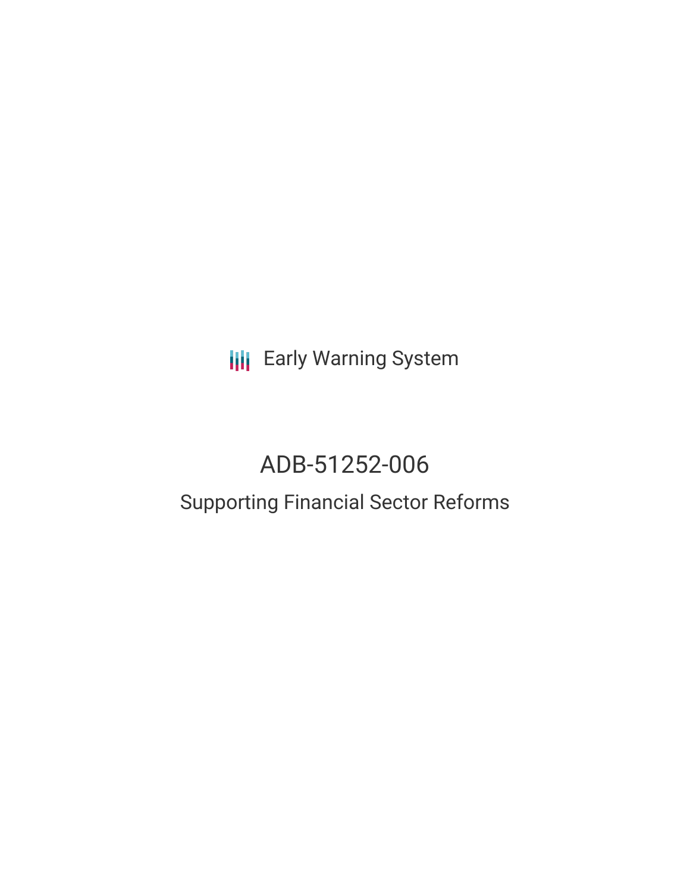Early Warning System

# ADB-51252-006

## Supporting Financial Sector Reforms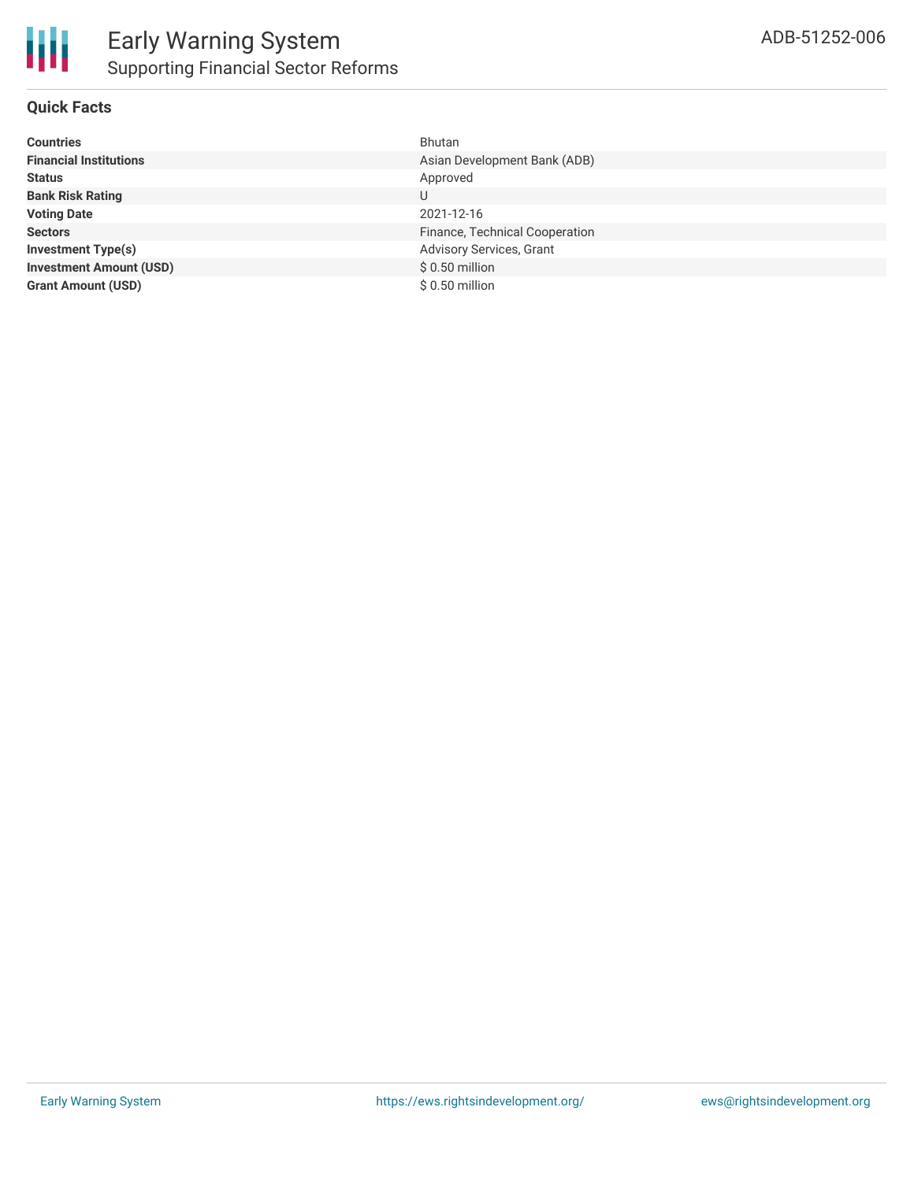# Early Warning System

## Supporting Financial Sector Reforms

ADB-51252-006

### Quick Facts

| | |
|---|---|
| **Countries** | Bhutan |
| **Financial Institutions** | Asian Development Bank (ADB) |
| **Status** | Approved |
| **Bank Risk Rating** | U |
| **Voting Date** | 2021-12-16 |
| **Sectors** | Finance, Technical Cooperation |
| **Investment Type(s)** | Advisory Services, Grant |
| **Investment Amount (USD)** | $ 0.50 million |
| **Grant Amount (USD)** | $ 0.50 million |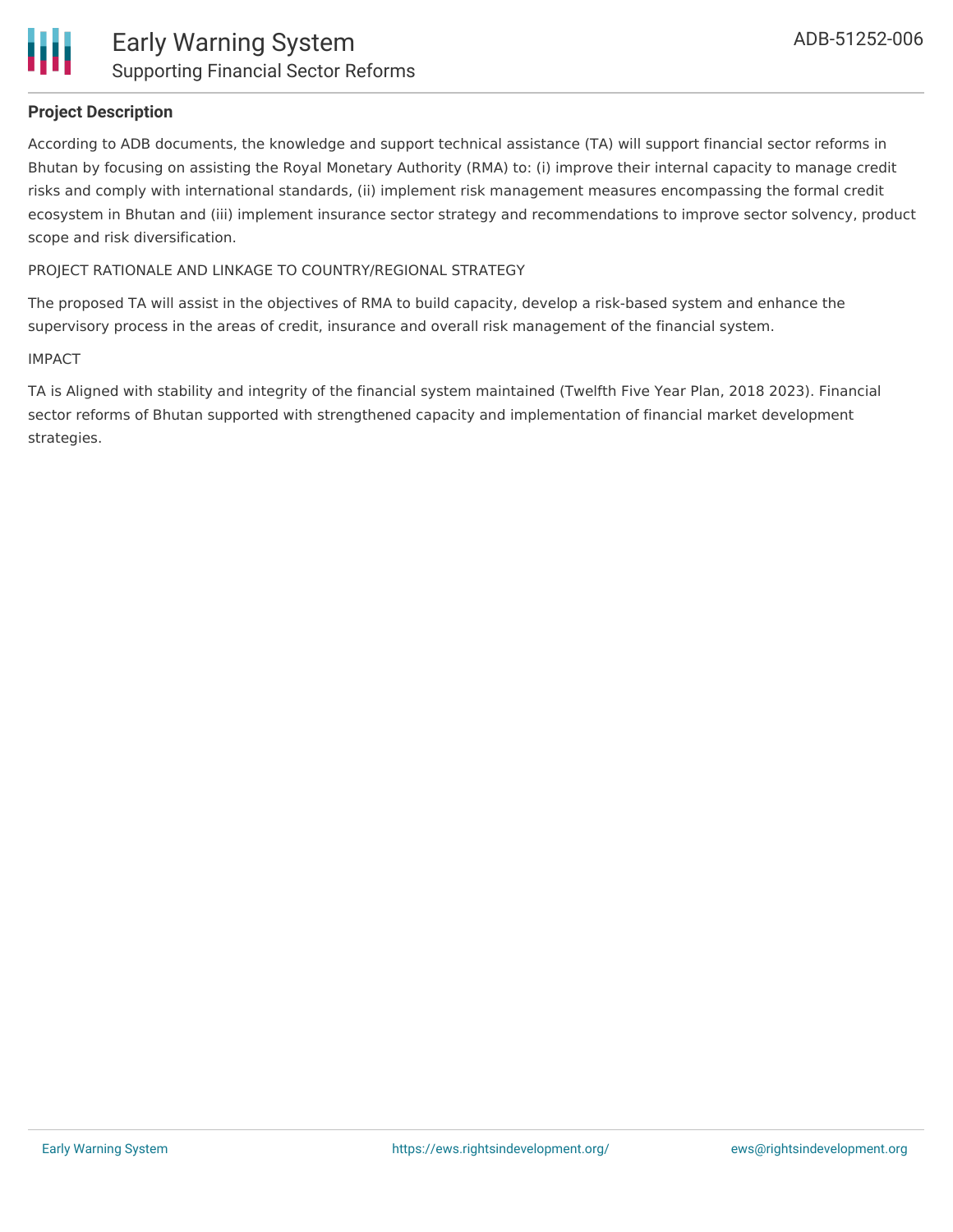## Project Description

According to ADB documents, the knowledge and support technical assistance (TA) will support financial sector reforms in Bhutan by focusing on assisting the Royal Monetary Authority (RMA) to: (i) improve their internal capacity to manage credit risks and comply with international standards, (ii) implement risk management measures encompassing the formal credit ecosystem in Bhutan and (iii) implement insurance sector strategy and recommendations to improve sector solvency, product scope and risk diversification.

PROJECT RATIONALE AND LINKAGE TO COUNTRY/REGIONAL STRATEGY

The proposed TA will assist in the objectives of RMA to build capacity, develop a risk-based system and enhance the supervisory process in the areas of credit, insurance and overall risk management of the financial system.

IMPACT

TA is Aligned with stability and integrity of the financial system maintained (Twelfth Five Year Plan, 2018 2023). Financial sector reforms of Bhutan supported with strengthened capacity and implementation of financial market development strategies.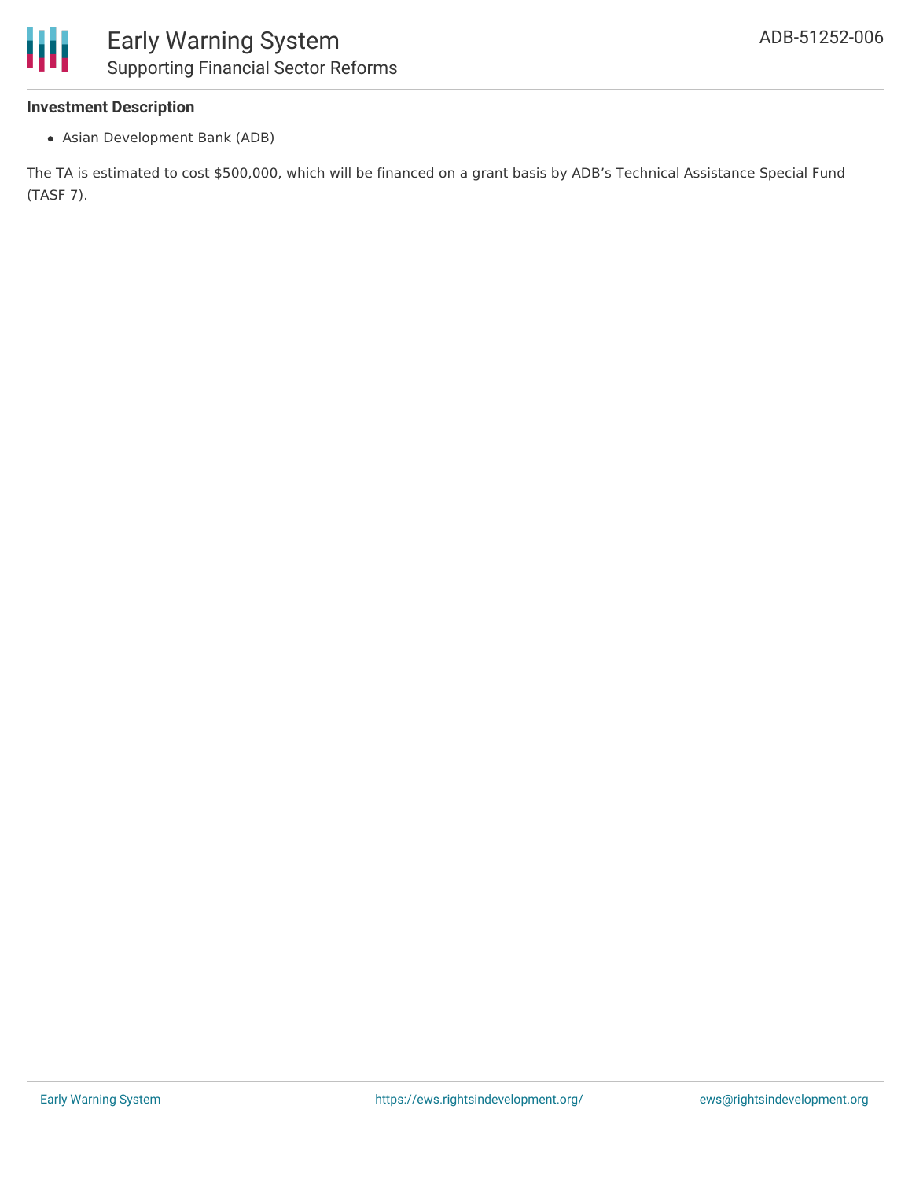**Investment Description**

- Asian Development Bank (ADB)

The TA is estimated to cost $500,000, which will be financed on a grant basis by ADB's Technical Assistance Special Fund (TASF 7).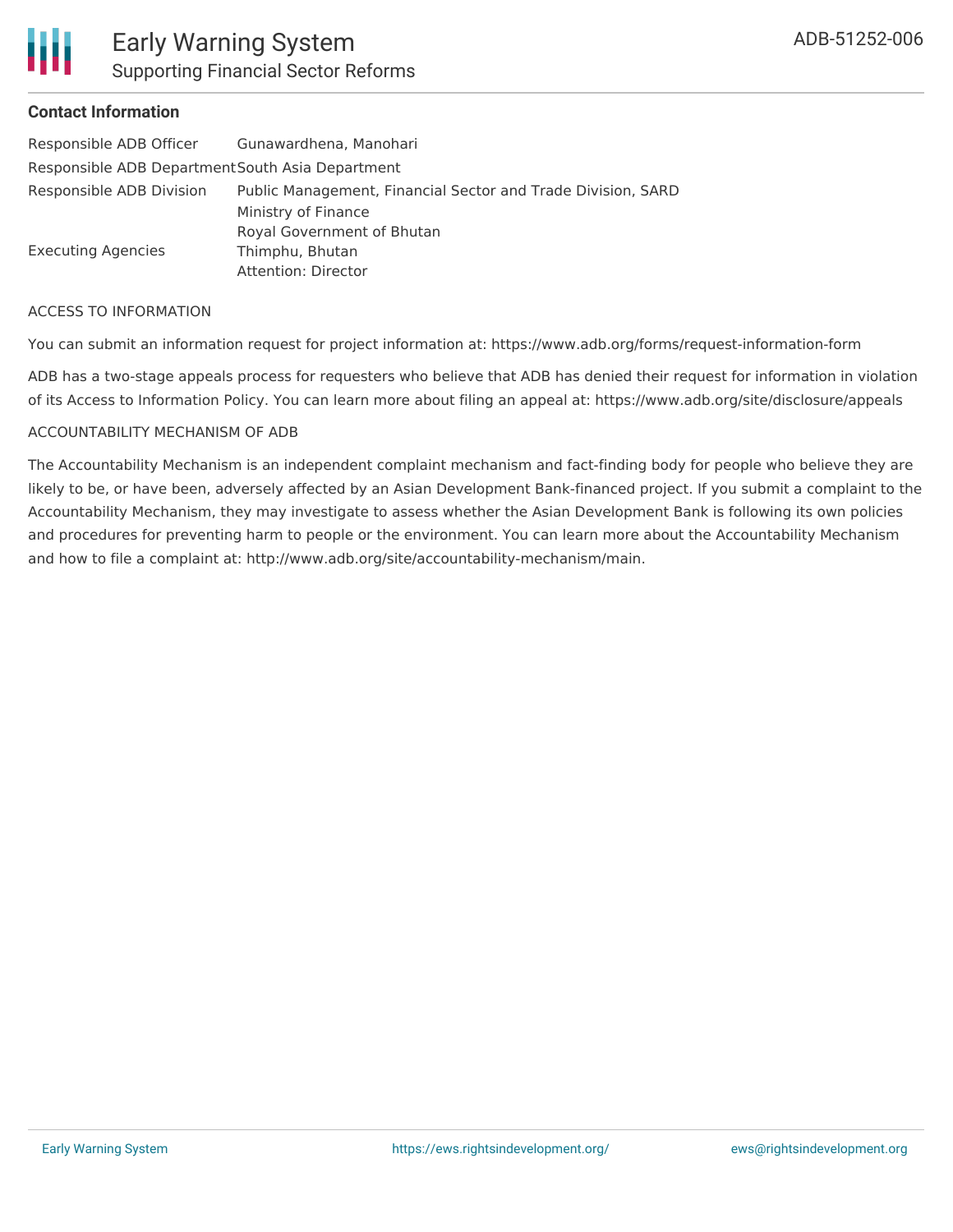**Contact Information**

| | |
|---|---|
| Responsible ADB Officer | Gunawardhena, Manohari |
| Responsible ADB Department | South Asia Department |
| Responsible ADB Division | Public Management, Financial Sector and Trade Division, SARD |
| Executing Agencies | Ministry of Finance<br>Royal Government of Bhutan<br>Thimphu, Bhutan<br>Attention: Director |

ACCESS TO INFORMATION

You can submit an information request for project information at: https://www.adb.org/forms/request-information-form

ADB has a two-stage appeals process for requesters who believe that ADB has denied their request for information in violation of its Access to Information Policy. You can learn more about filing an appeal at: https://www.adb.org/site/disclosure/appeals

ACCOUNTABILITY MECHANISM OF ADB

The Accountability Mechanism is an independent complaint mechanism and fact-finding body for people who believe they are likely to be, or have been, adversely affected by an Asian Development Bank-financed project. If you submit a complaint to the Accountability Mechanism, they may investigate to assess whether the Asian Development Bank is following its own policies and procedures for preventing harm to people or the environment. You can learn more about the Accountability Mechanism and how to file a complaint at: http://www.adb.org/site/accountability-mechanism/main.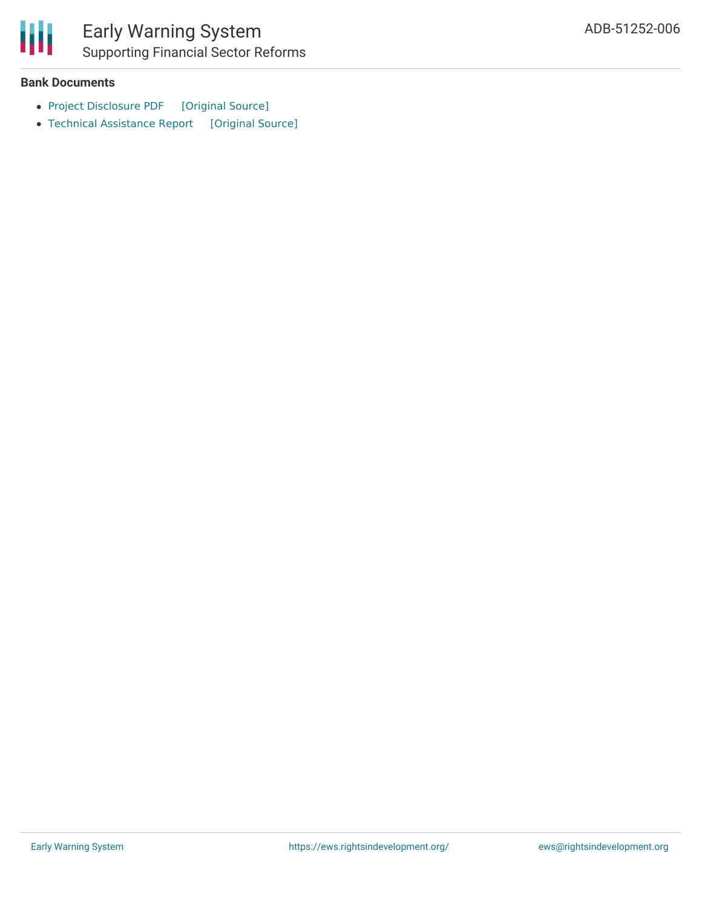## Bank Documents

- Project Disclosure PDF [Original Source]
- Technical Assistance Report [Original Source]